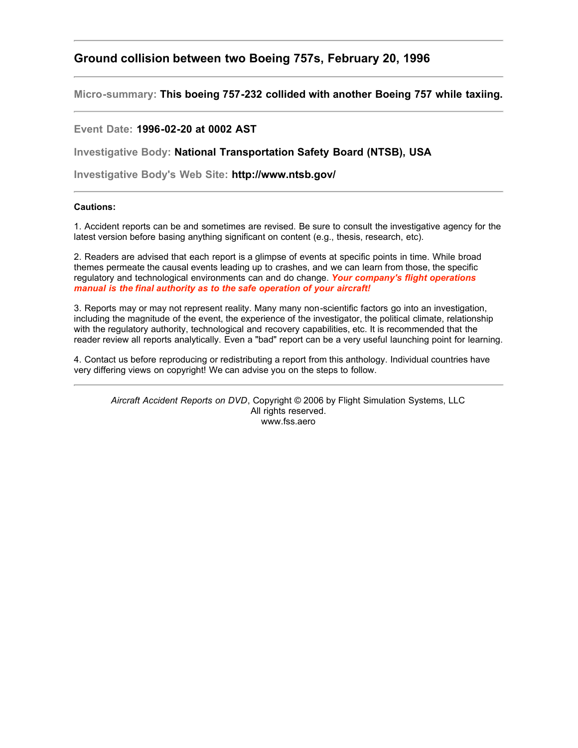## Ground collision between two Boeing 757s, February 20, 1996

---

**Micro-summary:** **This boeing 757-232 collided with another Boeing 757 while taxiing.**

---

**Event Date:** **1996-02-20 at 0002 AST**

**Investigative Body:** **National Transportation Safety Board (NTSB), USA**

**Investigative Body's Web Site:** **http://www.ntsb.gov/**

---

**Cautions:**

1. Accident reports can be and sometimes are revised. Be sure to consult the investigative agency for the latest version before basing anything significant on content (e.g., thesis, research, etc).

2. Readers are advised that each report is a glimpse of events at specific points in time. While broad themes permeate the causal events leading up to crashes, and we can learn from those, the specific regulatory and technological environments can and do change. ***Your company's flight operations manual is the final authority as to the safe operation of your aircraft!***

3. Reports may or may not represent reality. Many many non-scientific factors go into an investigation, including the magnitude of the event, the experience of the investigator, the political climate, relationship with the regulatory authority, technological and recovery capabilities, etc. It is recommended that the reader review all reports analytically. Even a "bad" report can be a very useful launching point for learning.

4. Contact us before reproducing or redistributing a report from this anthology. Individual countries have very differing views on copyright! We can advise you on the steps to follow.

---

*Aircraft Accident Reports on DVD*, Copyright © 2006 by Flight Simulation Systems, LLC
All rights reserved.
www.fss.aero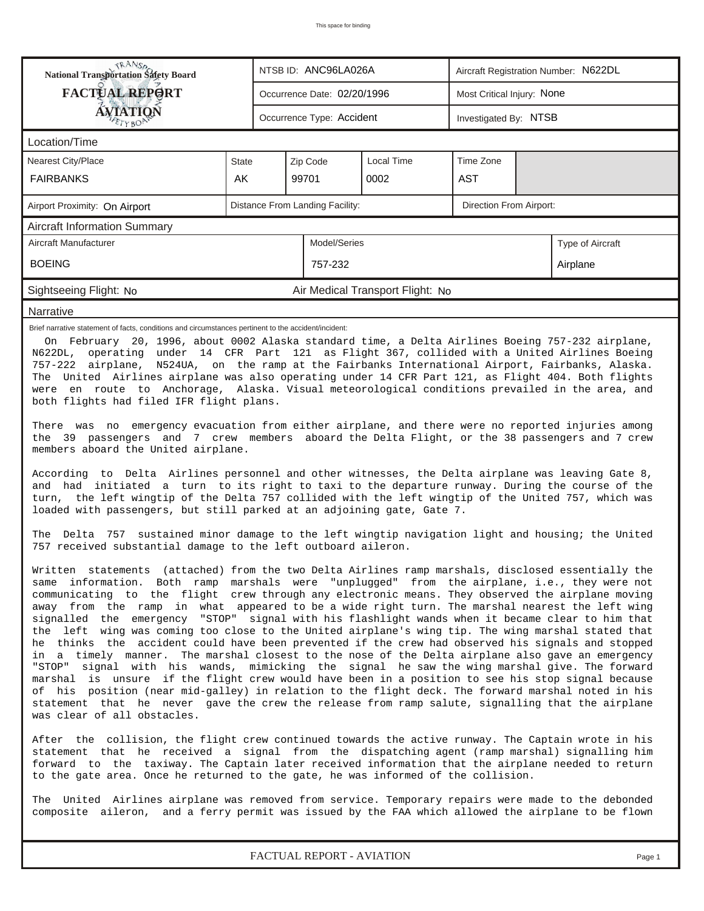This space for binding

| National Transportation Safety Board FACTUAL REPORT AVIATION | NTSB ID: ANC96LA026A | Aircraft Registration Number: N622DL |
|---|---|---|
| | Occurrence Date: 02/20/1996 | Most Critical Injury: None |
| | Occurrence Type: Accident | Investigated By: NTSB |

## Location/Time

| Nearest City/Place | State | Zip Code | Local Time | Time Zone |
|---|---|---|---|---|
| FAIRBANKS | AK | 99701 | 0002 | AST |

Airport Proximity: On Airport | Distance From Landing Facility: | Direction From Airport:

## Aircraft Information Summary

| Aircraft Manufacturer | Model/Series | Type of Aircraft |
|---|---|---|
| BOEING | 757-232 | Airplane |

Sightseeing Flight: No | Air Medical Transport Flight: No

## Narrative

Brief narrative statement of facts, conditions and circumstances pertinent to the accident/incident:

On February 20, 1996, about 0002 Alaska standard time, a Delta Airlines Boeing 757-232 airplane, N622DL, operating under 14 CFR Part 121 as Flight 367, collided with a United Airlines Boeing 757-222 airplane, N524UA, on the ramp at the Fairbanks International Airport, Fairbanks, Alaska. The United Airlines airplane was also operating under 14 CFR Part 121, as Flight 404. Both flights were en route to Anchorage, Alaska. Visual meteorological conditions prevailed in the area, and both flights had filed IFR flight plans.

There was no emergency evacuation from either airplane, and there were no reported injuries among the 39 passengers and 7 crew members aboard the Delta Flight, or the 38 passengers and 7 crew members aboard the United airplane.

According to Delta Airlines personnel and other witnesses, the Delta airplane was leaving Gate 8, and had initiated a turn to its right to taxi to the departure runway. During the course of the turn, the left wingtip of the Delta 757 collided with the left wingtip of the United 757, which was loaded with passengers, but still parked at an adjoining gate, Gate 7.

The Delta 757 sustained minor damage to the left wingtip navigation light and housing; the United 757 received substantial damage to the left outboard aileron.

Written statements (attached) from the two Delta Airlines ramp marshals, disclosed essentially the same information. Both ramp marshals were "unplugged" from the airplane, i.e., they were not communicating to the flight crew through any electronic means. They observed the airplane moving away from the ramp in what appeared to be a wide right turn. The marshal nearest the left wing signalled the emergency "STOP" signal with his flashlight wands when it became clear to him that the left wing was coming too close to the United airplane's wing tip. The wing marshal stated that he thinks the accident could have been prevented if the crew had observed his signals and stopped in a timely manner. The marshal closest to the nose of the Delta airplane also gave an emergency "STOP" signal with his wands, mimicking the signal he saw the wing marshal give. The forward marshal is unsure if the flight crew would have been in a position to see his stop signal because of his position (near mid-galley) in relation to the flight deck. The forward marshal noted in his statement that he never gave the crew the release from ramp salute, signalling that the airplane was clear of all obstacles.

After the collision, the flight crew continued towards the active runway. The Captain wrote in his statement that he received a signal from the dispatching agent (ramp marshal) signalling him forward to the taxiway. The Captain later received information that the airplane needed to return to the gate area. Once he returned to the gate, he was informed of the collision.

The United Airlines airplane was removed from service. Temporary repairs were made to the debonded composite aileron, and a ferry permit was issued by the FAA which allowed the airplane to be flown

FACTUAL REPORT - AVIATION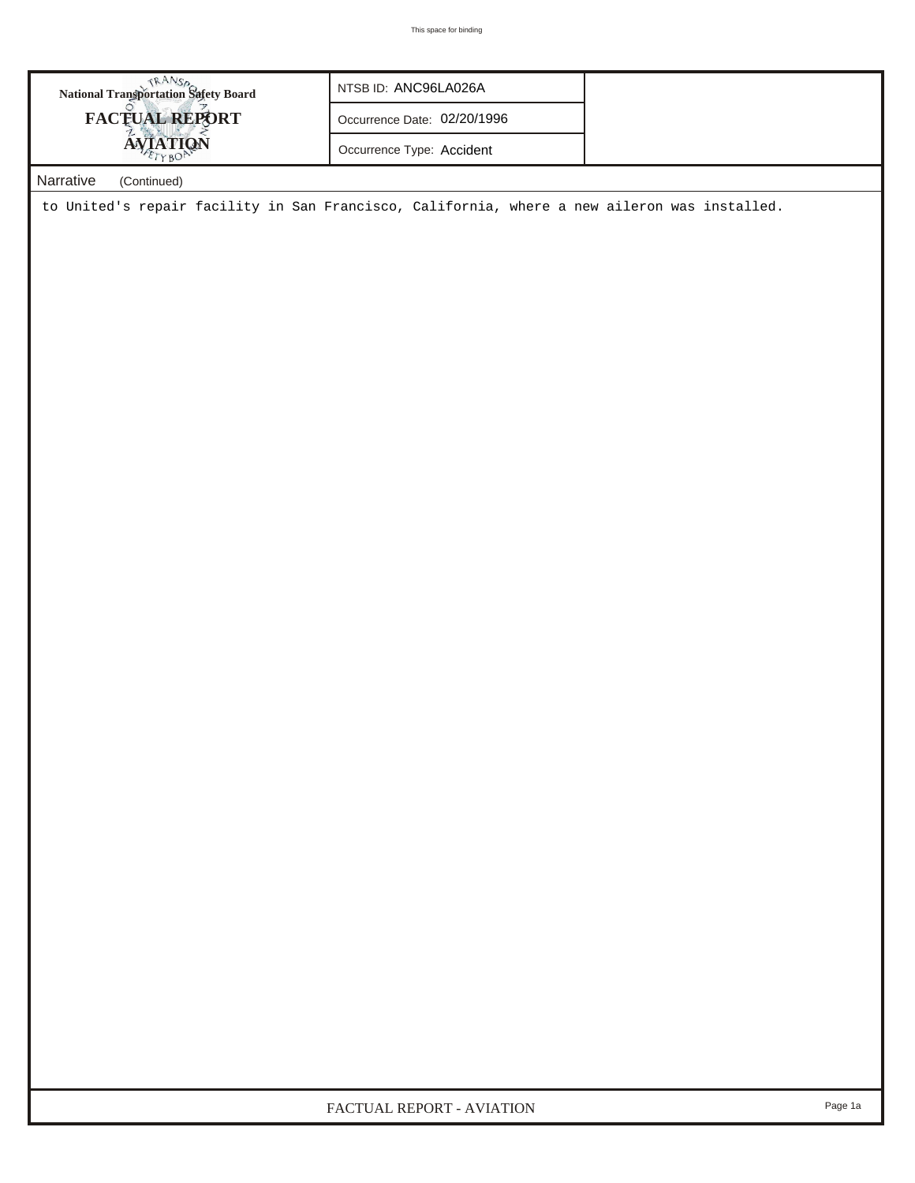**National Transportation Safety Board**

**FACTUAL REPORT**

**AVIATION**

| NTSB ID: ANC96LA026A |
| --- |
| Occurrence Date: 02/20/1996 |
| Occurrence Type: Accident |

Narrative (Continued)

to United's repair facility in San Francisco, California, where a new aileron was installed.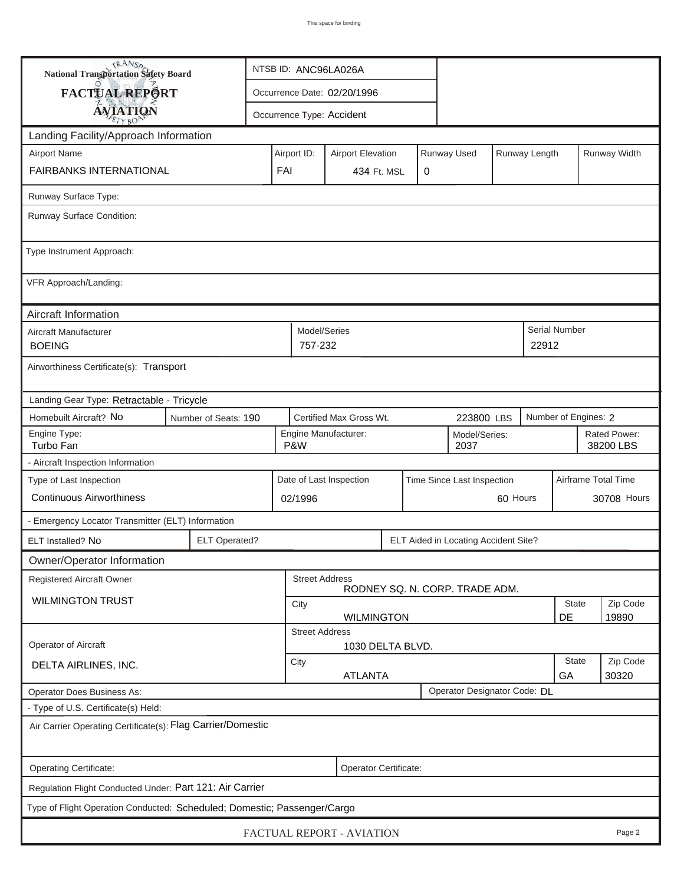**National Transportation Safety Board**

**FACTUAL REPORT**

**AVIATION**

| | |
|---|---|
| NTSB ID: | ANC96LA026A |
| Occurrence Date: | 02/20/1996 |
| Occurrence Type: | Accident |

## Landing Facility/Approach Information

| Airport Name | Airport ID: | Airport Elevation | Runway Used | Runway Length | Runway Width |
|---|---|---|---|---|---|
| FAIRBANKS INTERNATIONAL | FAI | 434 Ft. MSL | 0 | | |

Runway Surface Type:

Runway Surface Condition:

Type Instrument Approach:

VFR Approach/Landing:

## Aircraft Information

| Aircraft Manufacturer | Model/Series | Serial Number |
|---|---|---|
| BOEING | 757-232 | 22912 |

Airworthiness Certificate(s): Transport

Landing Gear Type: Retractable - Tricycle

| Homebuilt Aircraft? | Number of Seats: | Certified Max Gross Wt. | Number of Engines: |
|---|---|---|---|
| No | 190 | 223800 LBS | 2 |

| Engine Type: | Engine Manufacturer: | Model/Series: | Rated Power: |
|---|---|---|---|
| Turbo Fan | P&W | 2037 | 38200 LBS |

- Aircraft Inspection Information

| Type of Last Inspection | Date of Last Inspection | Time Since Last Inspection | Airframe Total Time |
|---|---|---|---|
| Continuous Airworthiness | 02/1996 | 60 Hours | 30708 Hours |

- Emergency Locator Transmitter (ELT) Information

| ELT Installed? | ELT Operated? | ELT Aided in Locating Accident Site? |
|---|---|---|
| No | | |

## Owner/Operator Information

| Registered Aircraft Owner | Street Address | City | State | Zip Code |
|---|---|---|---|---|
| WILMINGTON TRUST | RODNEY SQ. N. CORP. TRADE ADM. | WILMINGTON | DE | 19890 |

| Operator of Aircraft | Street Address | City | State | Zip Code |
|---|---|---|---|---|
| DELTA AIRLINES, INC. | 1030 DELTA BLVD. | ATLANTA | GA | 30320 |

Operator Does Business As:

Operator Designator Code: DL

- Type of U.S. Certificate(s) Held:

Air Carrier Operating Certificate(s): Flag Carrier/Domestic

Operating Certificate:

Operator Certificate:

Regulation Flight Conducted Under: Part 121: Air Carrier

Type of Flight Operation Conducted: Scheduled; Domestic; Passenger/Cargo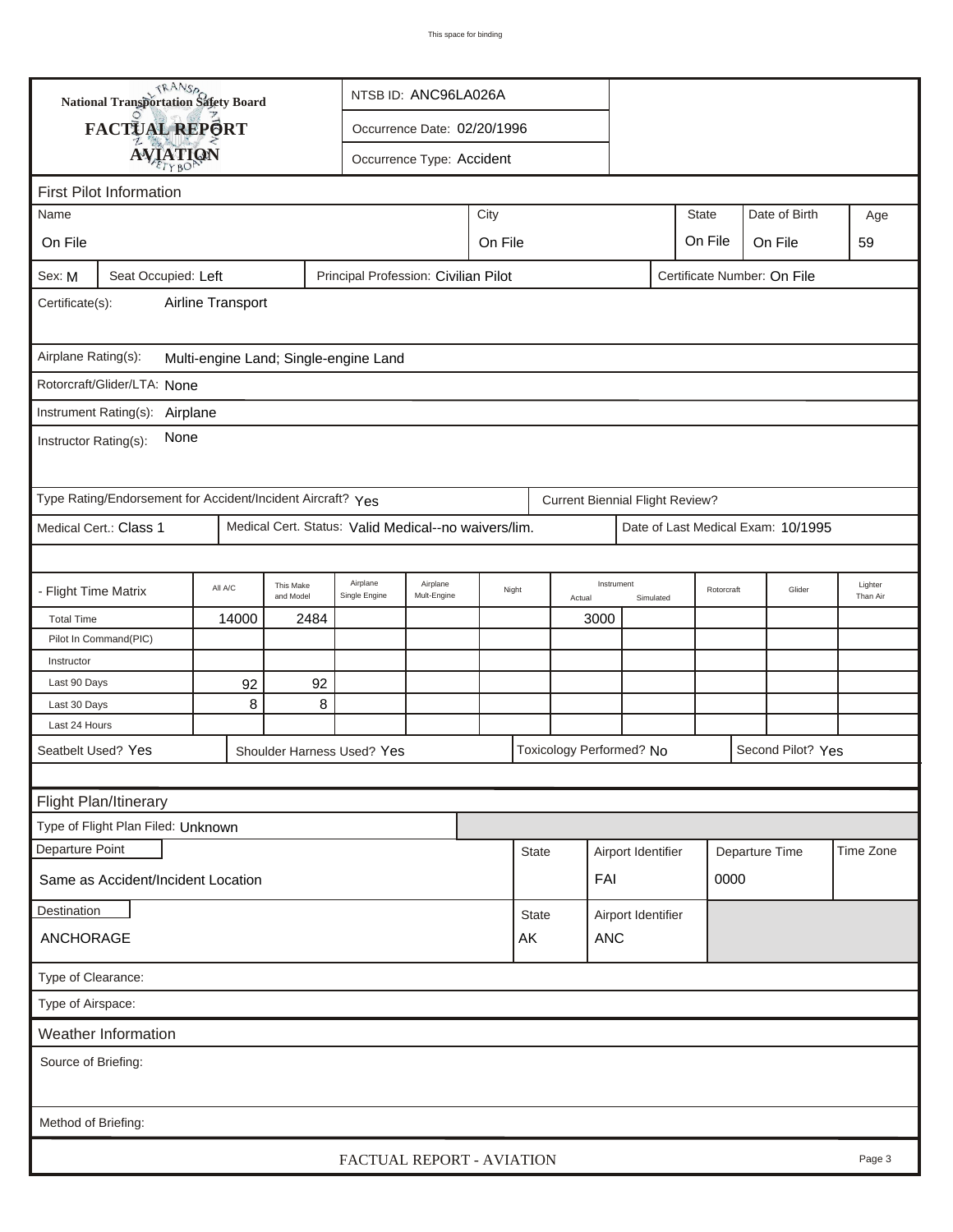National Transportation Safety Board

**FACTUAL REPORT**

**AVIATION**

NTSB ID: ANC96LA026A

Occurrence Date: 02/20/1996

Occurrence Type: Accident

## First Pilot Information

| Name | City | State | Date of Birth | Age |
|---|---|---|---|---|
| On File | On File | On File | On File | 59 |

Sex: M | Seat Occupied: Left | Principal Profession: Civilian Pilot | Certificate Number: On File

Certificate(s): Airline Transport

Airplane Rating(s): Multi-engine Land; Single-engine Land

Rotorcraft/Glider/LTA: None

Instrument Rating(s): Airplane

Instructor Rating(s): None

Type Rating/Endorsement for Accident/Incident Aircraft? Yes | Current Biennial Flight Review?

Medical Cert.: Class 1 | Medical Cert. Status: Valid Medical--no waivers/lim. | Date of Last Medical Exam: 10/1995

| - Flight Time Matrix | All A/C | This Make and Model | Airplane Single Engine | Airplane Mult-Engine | Night | Instrument Actual | Instrument Simulated | Rotorcraft | Glider | Lighter Than Air |
|---|---|---|---|---|---|---|---|---|---|---|
| Total Time | 14000 | 2484 | | | | 3000 | | | | |
| Pilot In Command(PIC) | | | | | | | | | | |
| Instructor | | | | | | | | | | |
| Last 90 Days | 92 | 92 | | | | | | | | |
| Last 30 Days | 8 | 8 | | | | | | | | |
| Last 24 Hours | | | | | | | | | | |

Seatbelt Used? Yes | Shoulder Harness Used? Yes | Toxicology Performed? No | Second Pilot? Yes

## Flight Plan/Itinerary

Type of Flight Plan Filed: Unknown

| Departure Point | State | Airport Identifier | Departure Time | Time Zone |
|---|---|---|---|---|
| Same as Accident/Incident Location | | FAI | 0000 | |

| Destination | State | Airport Identifier |
|---|---|---|
| ANCHORAGE | AK | ANC |

Type of Clearance:

Type of Airspace:

## Weather Information

Source of Briefing:

Method of Briefing: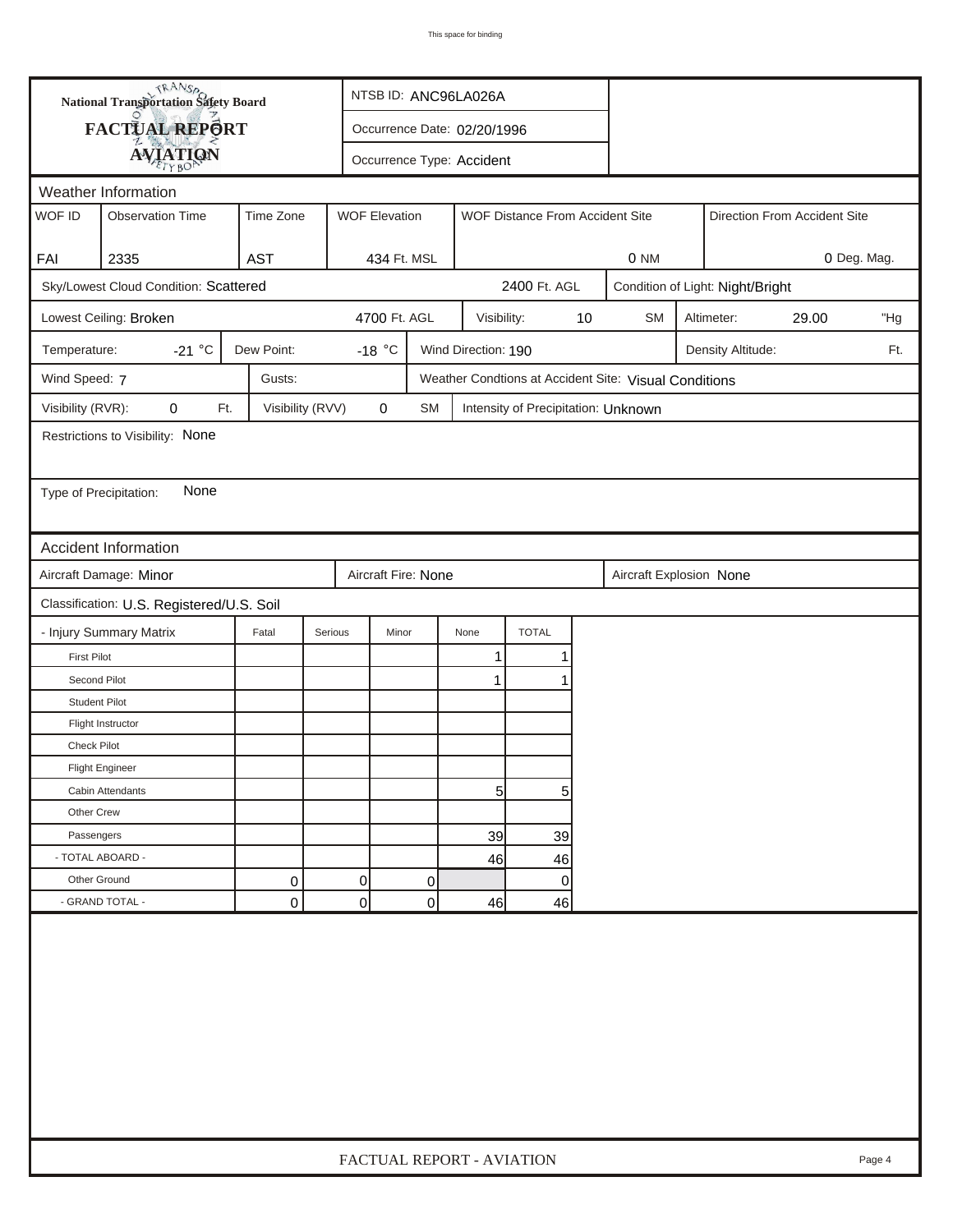National Transportation Safety Board

# FACTUAL REPORT AVIATION

NTSB ID: ANC96LA026A

Occurrence Date: 02/20/1996

Occurrence Type: Accident

## Weather Information

| WOF ID | Observation Time | Time Zone | WOF Elevation | WOF Distance From Accident Site | Direction From Accident Site |
|---|---|---|---|---|---|
| FAI | 2335 | AST | 434 Ft. MSL | 0 NM | 0 Deg. Mag. |

Sky/Lowest Cloud Condition: Scattered 2400 Ft. AGL

Condition of Light: Night/Bright

Lowest Ceiling: Broken 4700 Ft. AGL

Visibility: 10 SM

Altimeter: 29.00 "Hg

Temperature: -21 °C

Dew Point: -18 °C

Wind Direction: 190

Density Altitude: Ft.

Wind Speed: 7

Gusts:

Weather Condtions at Accident Site: Visual Conditions

Visibility (RVR): 0 Ft.

Visibility (RVV) 0 SM

Intensity of Precipitation: Unknown

Restrictions to Visibility: None

Type of Precipitation: None

## Accident Information

Aircraft Damage: Minor

Aircraft Fire: None

Aircraft Explosion None

Classification: U.S. Registered/U.S. Soil

| - Injury Summary Matrix | Fatal | Serious | Minor | None | TOTAL |
|---|---|---|---|---|---|
| First Pilot | | | | 1 | 1 |
| Second Pilot | | | | 1 | 1 |
| Student Pilot | | | | | |
| Flight Instructor | | | | | |
| Check Pilot | | | | | |
| Flight Engineer | | | | | |
| Cabin Attendants | | | | 5 | 5 |
| Other Crew | | | | | |
| Passengers | | | | 39 | 39 |
| - TOTAL ABOARD - | | | | 46 | 46 |
| Other Ground | 0 | 0 | 0 | | 0 |
| - GRAND TOTAL - | 0 | 0 | 0 | 46 | 46 |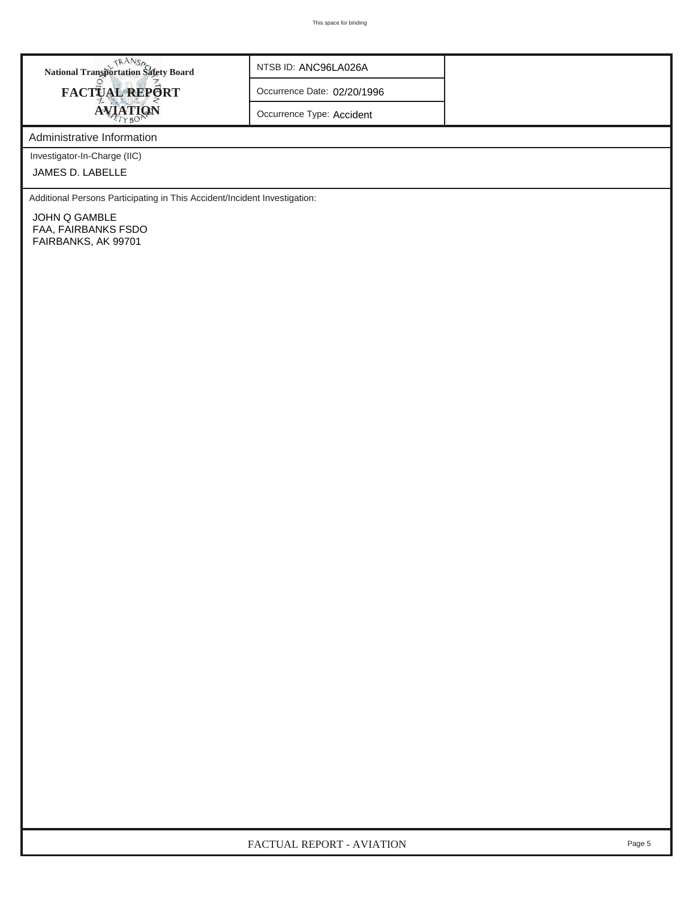**National Transportation Safety Board**

**FACTUAL REPORT**

**AVIATION**

| | |
|---|---|
| NTSB ID: ANC96LA026A | |
| Occurrence Date: 02/20/1996 | |
| Occurrence Type: Accident | |

## Administrative Information

Investigator-In-Charge (IIC)

JAMES D. LABELLE

Additional Persons Participating in This Accident/Incident Investigation:

JOHN Q GAMBLE
FAA, FAIRBANKS FSDO
FAIRBANKS, AK 99701